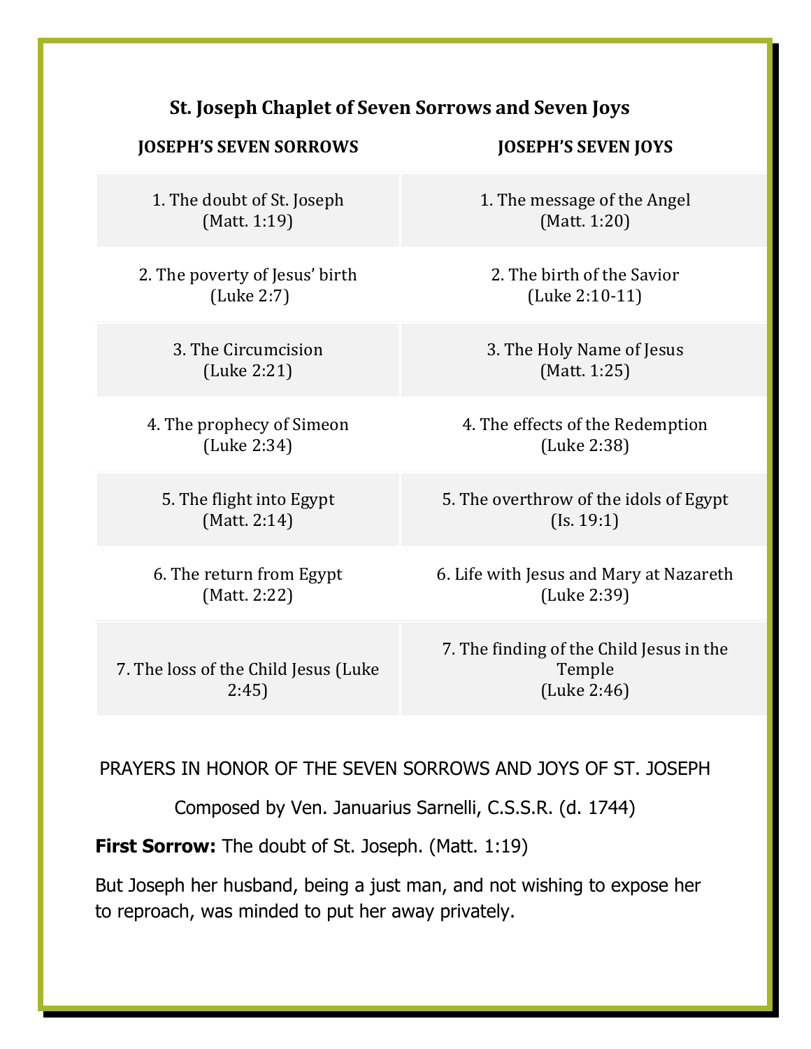# St. Joseph Chaplet of Seven Sorrows and Seven Joys

| JOSEPH'S SEVEN SORROWS | JOSEPH'S SEVEN JOYS |
|---|---|
| 1. The doubt of St. Joseph (Matt. 1:19) | 1. The message of the Angel (Matt. 1:20) |
| 2. The poverty of Jesus' birth (Luke 2:7) | 2. The birth of the Savior (Luke 2:10-11) |
| 3. The Circumcision (Luke 2:21) | 3. The Holy Name of Jesus (Matt. 1:25) |
| 4. The prophecy of Simeon (Luke 2:34) | 4. The effects of the Redemption (Luke 2:38) |
| 5. The flight into Egypt (Matt. 2:14) | 5. The overthrow of the idols of Egypt (Is. 19:1) |
| 6. The return from Egypt (Matt. 2:22) | 6. Life with Jesus and Mary at Nazareth (Luke 2:39) |
| 7. The loss of the Child Jesus (Luke 2:45) | 7. The finding of the Child Jesus in the Temple (Luke 2:46) |

## PRAYERS IN HONOR OF THE SEVEN SORROWS AND JOYS OF ST. JOSEPH

Composed by Ven. Januarius Sarnelli, C.S.S.R. (d. 1744)

**First Sorrow:** The doubt of St. Joseph. (Matt. 1:19)

But Joseph her husband, being a just man, and not wishing to expose her to reproach, was minded to put her away privately.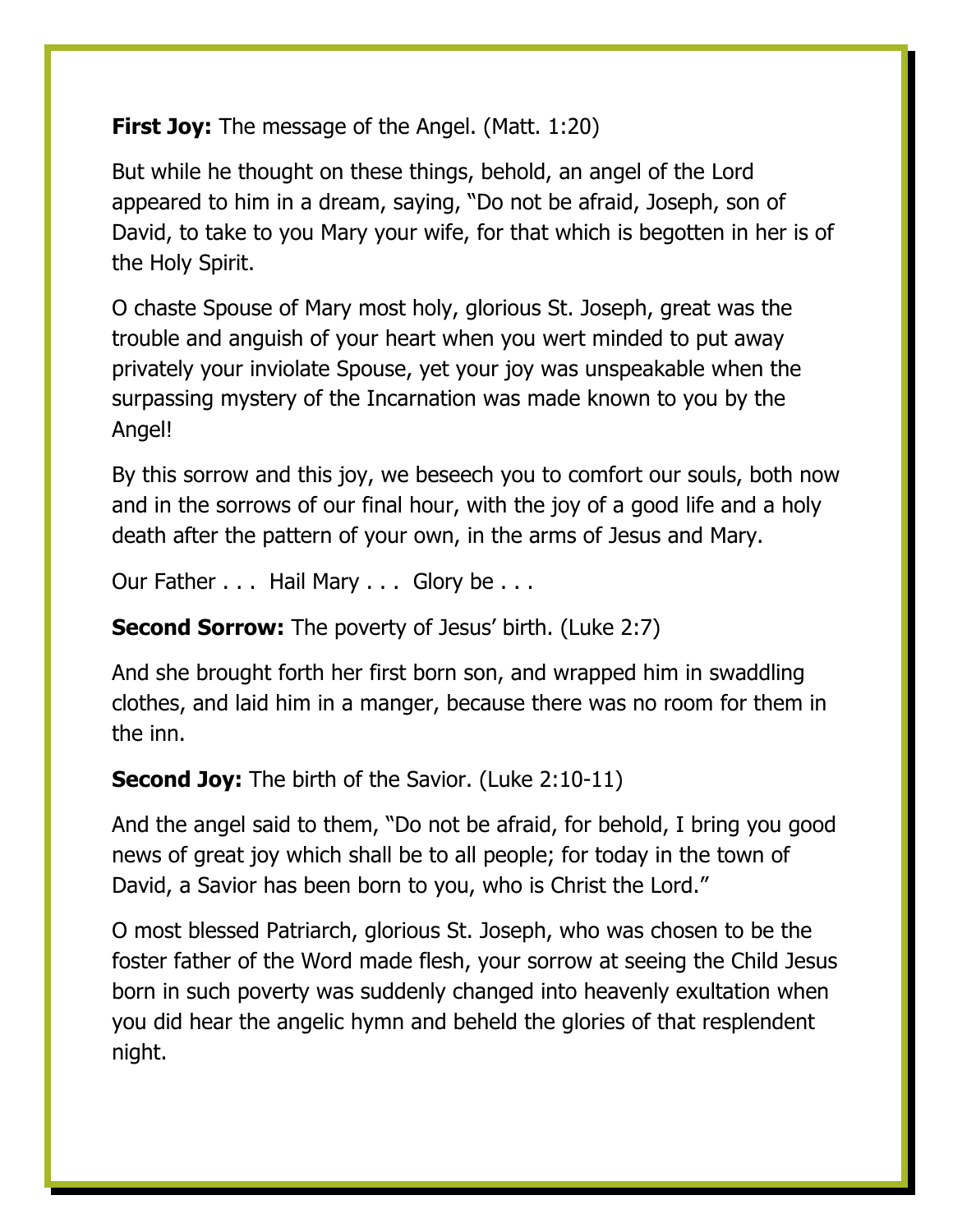**First Joy:** The message of the Angel. (Matt. 1:20)

But while he thought on these things, behold, an angel of the Lord appeared to him in a dream, saying, "Do not be afraid, Joseph, son of David, to take to you Mary your wife, for that which is begotten in her is of the Holy Spirit.

O chaste Spouse of Mary most holy, glorious St. Joseph, great was the trouble and anguish of your heart when you wert minded to put away privately your inviolate Spouse, yet your joy was unspeakable when the surpassing mystery of the Incarnation was made known to you by the Angel!

By this sorrow and this joy, we beseech you to comfort our souls, both now and in the sorrows of our final hour, with the joy of a good life and a holy death after the pattern of your own, in the arms of Jesus and Mary.

Our Father . . . Hail Mary . . . Glory be . . .

**Second Sorrow:** The poverty of Jesus' birth. (Luke 2:7)

And she brought forth her first born son, and wrapped him in swaddling clothes, and laid him in a manger, because there was no room for them in the inn.

**Second Joy:** The birth of the Savior. (Luke 2:10-11)

And the angel said to them, "Do not be afraid, for behold, I bring you good news of great joy which shall be to all people; for today in the town of David, a Savior has been born to you, who is Christ the Lord."

O most blessed Patriarch, glorious St. Joseph, who was chosen to be the foster father of the Word made flesh, your sorrow at seeing the Child Jesus born in such poverty was suddenly changed into heavenly exultation when you did hear the angelic hymn and beheld the glories of that resplendent night.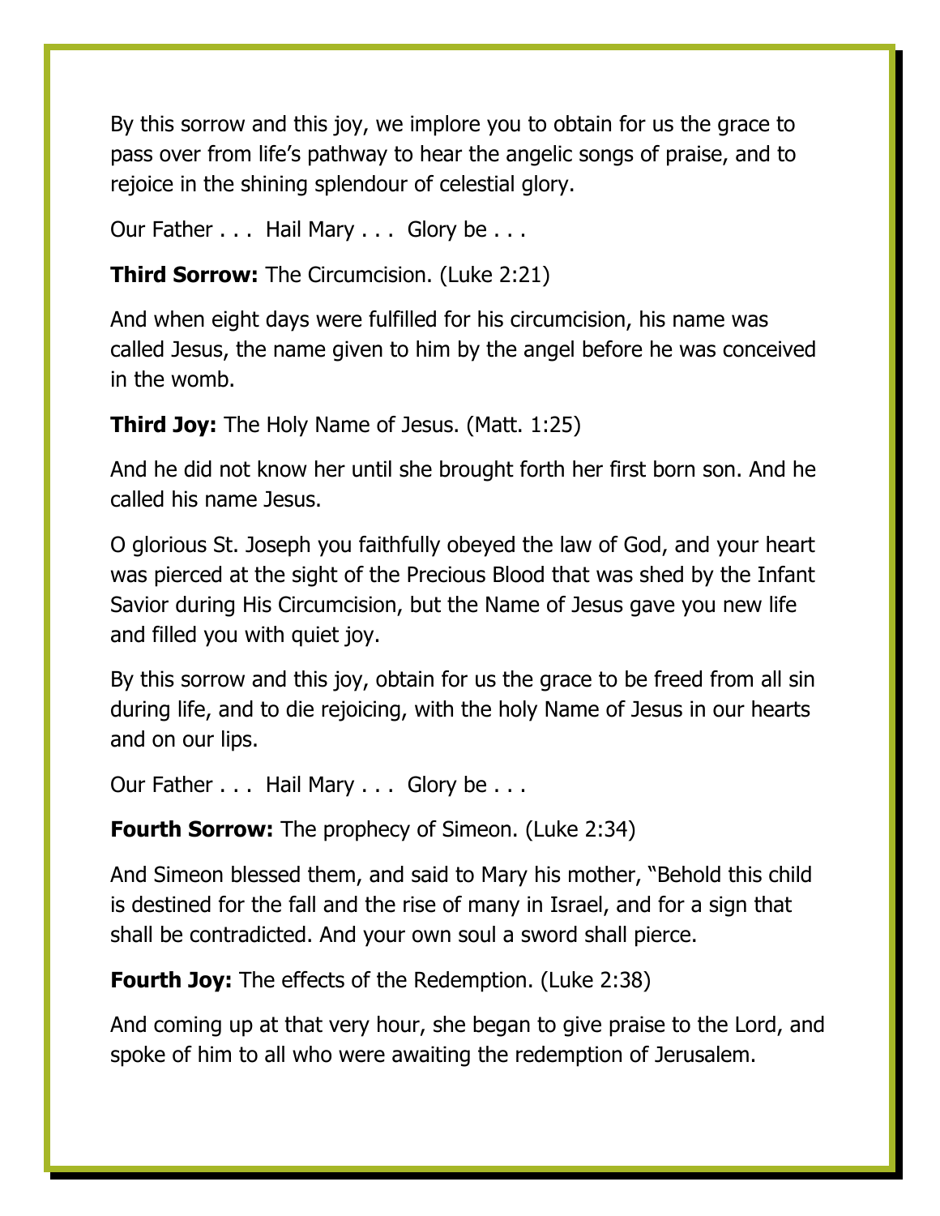By this sorrow and this joy, we implore you to obtain for us the grace to pass over from life's pathway to hear the angelic songs of praise, and to rejoice in the shining splendour of celestial glory.

Our Father . . . Hail Mary . . . Glory be . . .

**Third Sorrow:** The Circumcision. (Luke 2:21)

And when eight days were fulfilled for his circumcision, his name was called Jesus, the name given to him by the angel before he was conceived in the womb.

**Third Joy:** The Holy Name of Jesus. (Matt. 1:25)

And he did not know her until she brought forth her first born son. And he called his name Jesus.

O glorious St. Joseph you faithfully obeyed the law of God, and your heart was pierced at the sight of the Precious Blood that was shed by the Infant Savior during His Circumcision, but the Name of Jesus gave you new life and filled you with quiet joy.

By this sorrow and this joy, obtain for us the grace to be freed from all sin during life, and to die rejoicing, with the holy Name of Jesus in our hearts and on our lips.

Our Father . . . Hail Mary . . . Glory be . . .

**Fourth Sorrow:** The prophecy of Simeon. (Luke 2:34)

And Simeon blessed them, and said to Mary his mother, "Behold this child is destined for the fall and the rise of many in Israel, and for a sign that shall be contradicted. And your own soul a sword shall pierce.

**Fourth Joy:** The effects of the Redemption. (Luke 2:38)

And coming up at that very hour, she began to give praise to the Lord, and spoke of him to all who were awaiting the redemption of Jerusalem.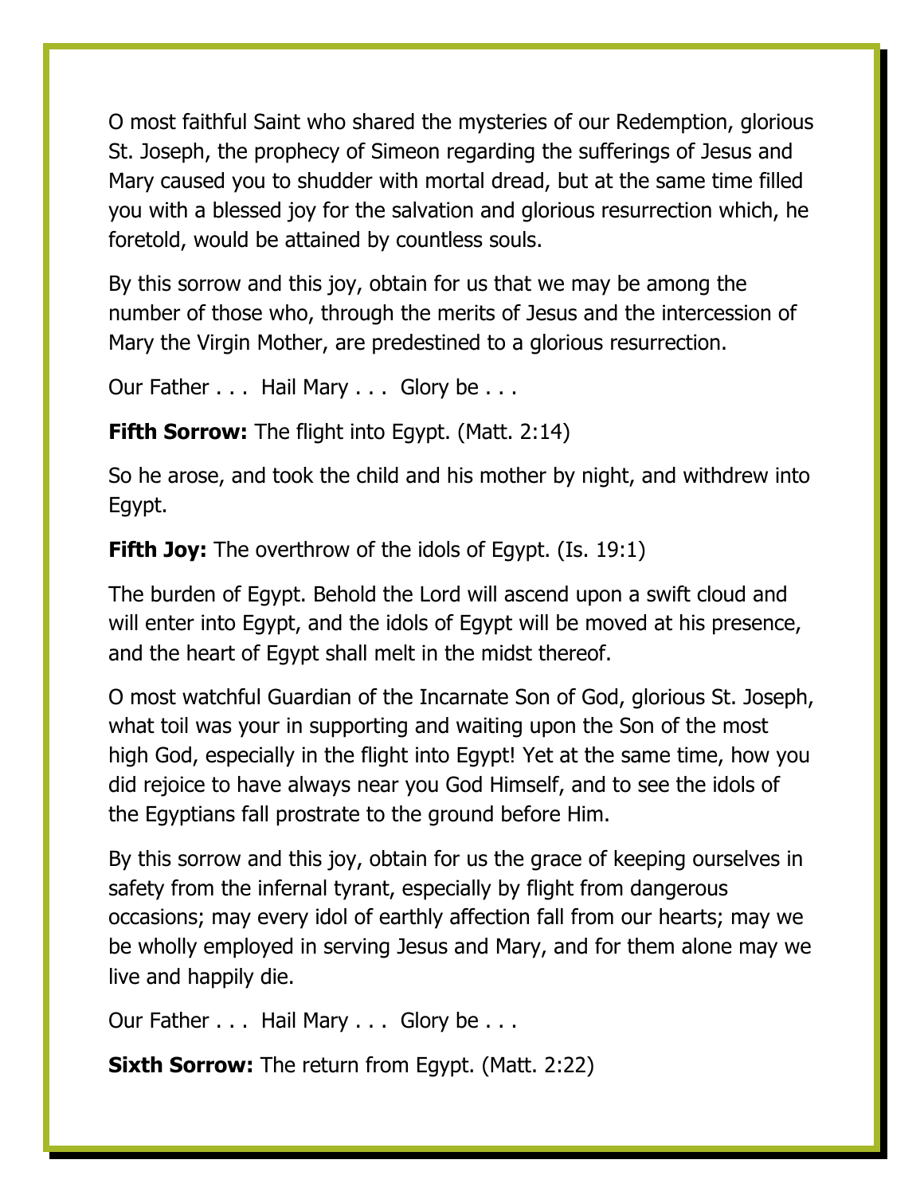O most faithful Saint who shared the mysteries of our Redemption, glorious St. Joseph, the prophecy of Simeon regarding the sufferings of Jesus and Mary caused you to shudder with mortal dread, but at the same time filled you with a blessed joy for the salvation and glorious resurrection which, he foretold, would be attained by countless souls.

By this sorrow and this joy, obtain for us that we may be among the number of those who, through the merits of Jesus and the intercession of Mary the Virgin Mother, are predestined to a glorious resurrection.

Our Father . . . Hail Mary . . . Glory be . . .

**Fifth Sorrow:** The flight into Egypt. (Matt. 2:14)

So he arose, and took the child and his mother by night, and withdrew into Egypt.

**Fifth Joy:** The overthrow of the idols of Egypt. (Is. 19:1)

The burden of Egypt. Behold the Lord will ascend upon a swift cloud and will enter into Egypt, and the idols of Egypt will be moved at his presence, and the heart of Egypt shall melt in the midst thereof.

O most watchful Guardian of the Incarnate Son of God, glorious St. Joseph, what toil was your in supporting and waiting upon the Son of the most high God, especially in the flight into Egypt! Yet at the same time, how you did rejoice to have always near you God Himself, and to see the idols of the Egyptians fall prostrate to the ground before Him.

By this sorrow and this joy, obtain for us the grace of keeping ourselves in safety from the infernal tyrant, especially by flight from dangerous occasions; may every idol of earthly affection fall from our hearts; may we be wholly employed in serving Jesus and Mary, and for them alone may we live and happily die.

Our Father . . . Hail Mary . . . Glory be . . .

**Sixth Sorrow:** The return from Egypt. (Matt. 2:22)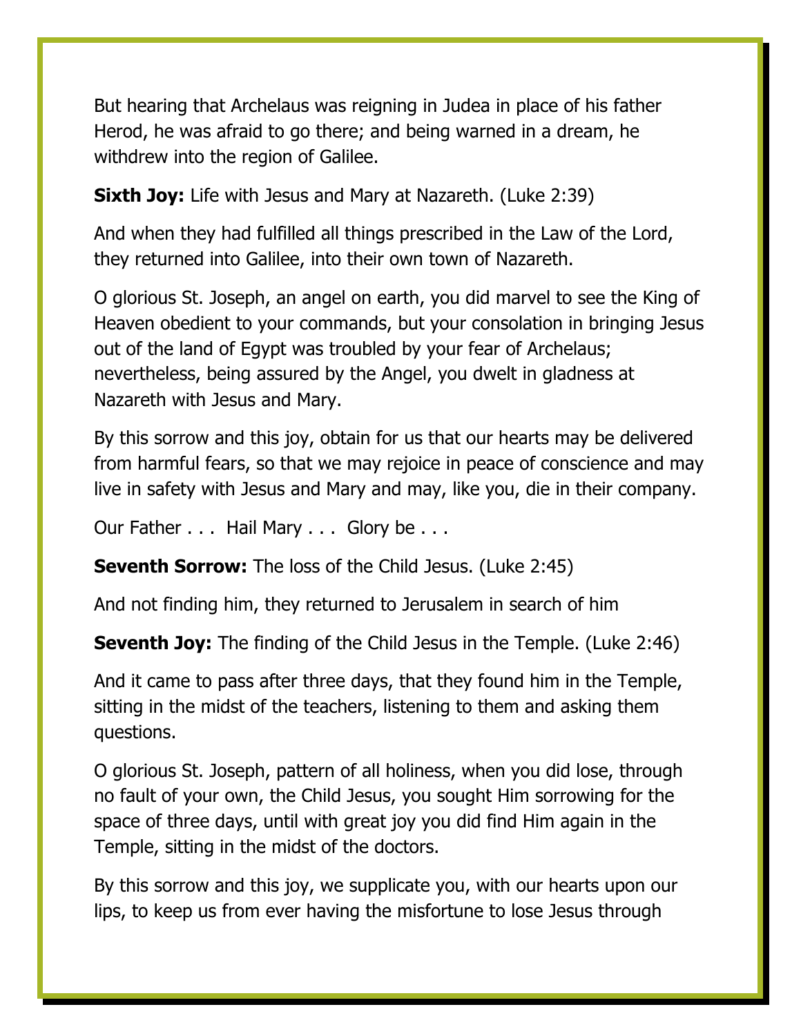But hearing that Archelaus was reigning in Judea in place of his father Herod, he was afraid to go there; and being warned in a dream, he withdrew into the region of Galilee.

**Sixth Joy:** Life with Jesus and Mary at Nazareth. (Luke 2:39)

And when they had fulfilled all things prescribed in the Law of the Lord, they returned into Galilee, into their own town of Nazareth.

O glorious St. Joseph, an angel on earth, you did marvel to see the King of Heaven obedient to your commands, but your consolation in bringing Jesus out of the land of Egypt was troubled by your fear of Archelaus; nevertheless, being assured by the Angel, you dwelt in gladness at Nazareth with Jesus and Mary.

By this sorrow and this joy, obtain for us that our hearts may be delivered from harmful fears, so that we may rejoice in peace of conscience and may live in safety with Jesus and Mary and may, like you, die in their company.

Our Father . . . Hail Mary . . . Glory be . . .

**Seventh Sorrow:** The loss of the Child Jesus. (Luke 2:45)

And not finding him, they returned to Jerusalem in search of him

**Seventh Joy:** The finding of the Child Jesus in the Temple. (Luke 2:46)

And it came to pass after three days, that they found him in the Temple, sitting in the midst of the teachers, listening to them and asking them questions.

O glorious St. Joseph, pattern of all holiness, when you did lose, through no fault of your own, the Child Jesus, you sought Him sorrowing for the space of three days, until with great joy you did find Him again in the Temple, sitting in the midst of the doctors.

By this sorrow and this joy, we supplicate you, with our hearts upon our lips, to keep us from ever having the misfortune to lose Jesus through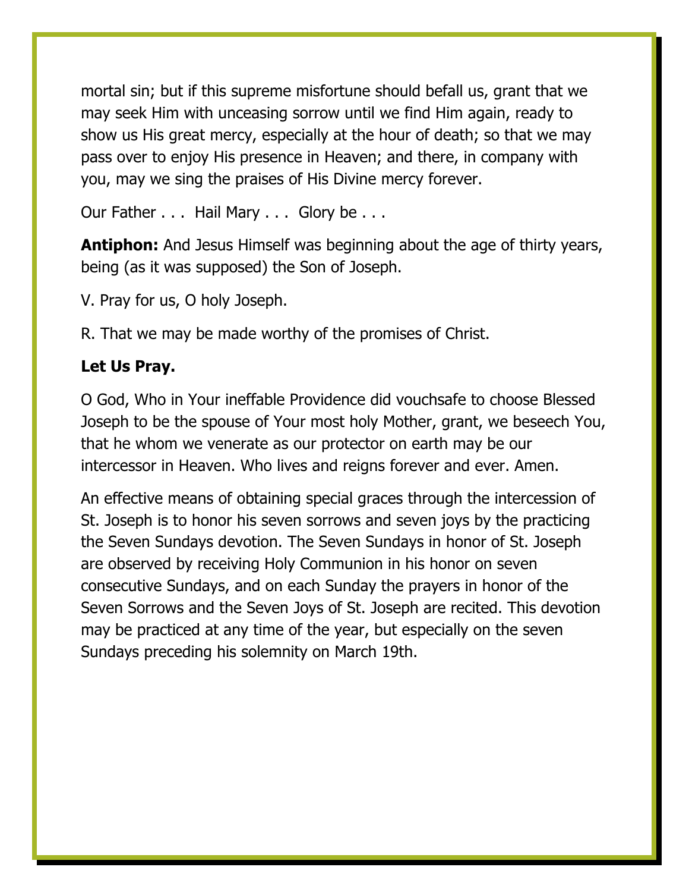mortal sin; but if this supreme misfortune should befall us, grant that we may seek Him with unceasing sorrow until we find Him again, ready to show us His great mercy, especially at the hour of death; so that we may pass over to enjoy His presence in Heaven; and there, in company with you, may we sing the praises of His Divine mercy forever.

Our Father . . . Hail Mary . . . Glory be . . .

**Antiphon:** And Jesus Himself was beginning about the age of thirty years, being (as it was supposed) the Son of Joseph.

V. Pray for us, O holy Joseph.

R. That we may be made worthy of the promises of Christ.

**Let Us Pray.**

O God, Who in Your ineffable Providence did vouchsafe to choose Blessed Joseph to be the spouse of Your most holy Mother, grant, we beseech You, that he whom we venerate as our protector on earth may be our intercessor in Heaven. Who lives and reigns forever and ever. Amen.

An effective means of obtaining special graces through the intercession of St. Joseph is to honor his seven sorrows and seven joys by the practicing the Seven Sundays devotion. The Seven Sundays in honor of St. Joseph are observed by receiving Holy Communion in his honor on seven consecutive Sundays, and on each Sunday the prayers in honor of the Seven Sorrows and the Seven Joys of St. Joseph are recited. This devotion may be practiced at any time of the year, but especially on the seven Sundays preceding his solemnity on March 19th.